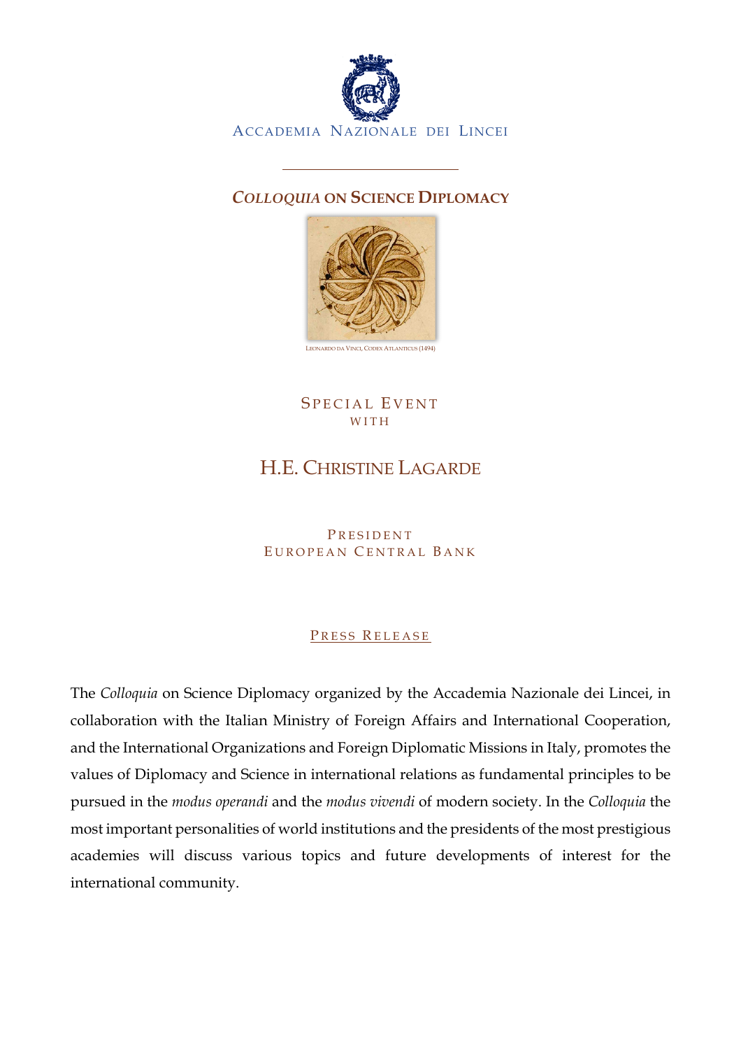Accademia Nazionale dei Lincei

# *Colloquia* on Science Diplomacy

Leonardo da Vinci, Codex Atlanticus (1494)

## Special Event
with

# H.E. Christine Lagarde

President
European Central Bank

## Press Release

The *Colloquia* on Science Diplomacy organized by the Accademia Nazionale dei Lincei, in collaboration with the Italian Ministry of Foreign Affairs and International Cooperation, and the International Organizations and Foreign Diplomatic Missions in Italy, promotes the values of Diplomacy and Science in international relations as fundamental principles to be pursued in the *modus operandi* and the *modus vivendi* of modern society. In the *Colloquia* the most important personalities of world institutions and the presidents of the most prestigious academies will discuss various topics and future developments of interest for the international community.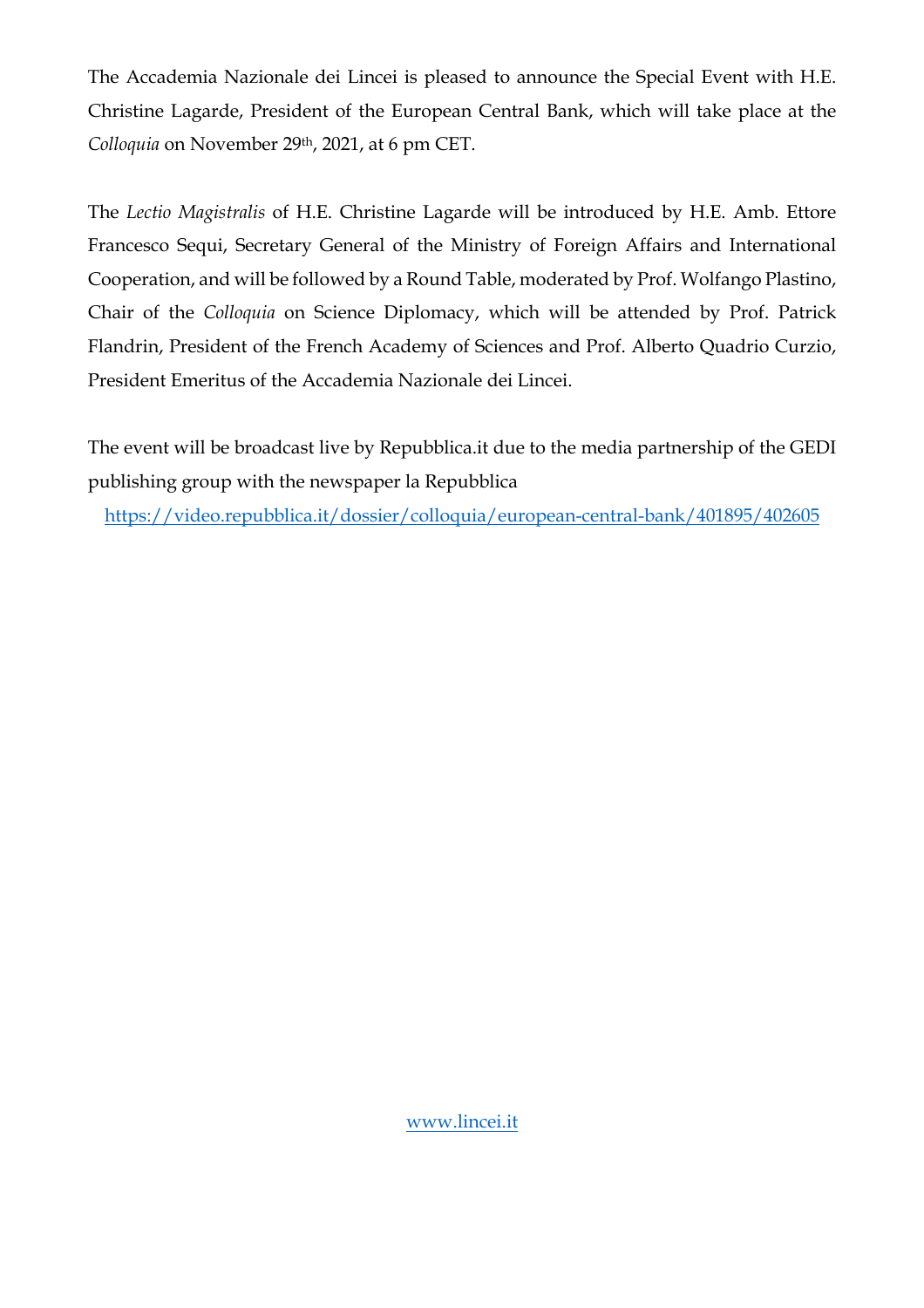The Accademia Nazionale dei Lincei is pleased to announce the Special Event with H.E. Christine Lagarde, President of the European Central Bank, which will take place at the *Colloquia* on November 29th, 2021, at 6 pm CET.

The *Lectio Magistralis* of H.E. Christine Lagarde will be introduced by H.E. Amb. Ettore Francesco Sequi, Secretary General of the Ministry of Foreign Affairs and International Cooperation, and will be followed by a Round Table, moderated by Prof. Wolfango Plastino, Chair of the *Colloquia* on Science Diplomacy, which will be attended by Prof. Patrick Flandrin, President of the French Academy of Sciences and Prof. Alberto Quadrio Curzio, President Emeritus of the Accademia Nazionale dei Lincei.

The event will be broadcast live by Repubblica.it due to the media partnership of the GEDI publishing group with the newspaper la Repubblica

https://video.repubblica.it/dossier/colloquia/european-central-bank/401895/402605

www.lincei.it